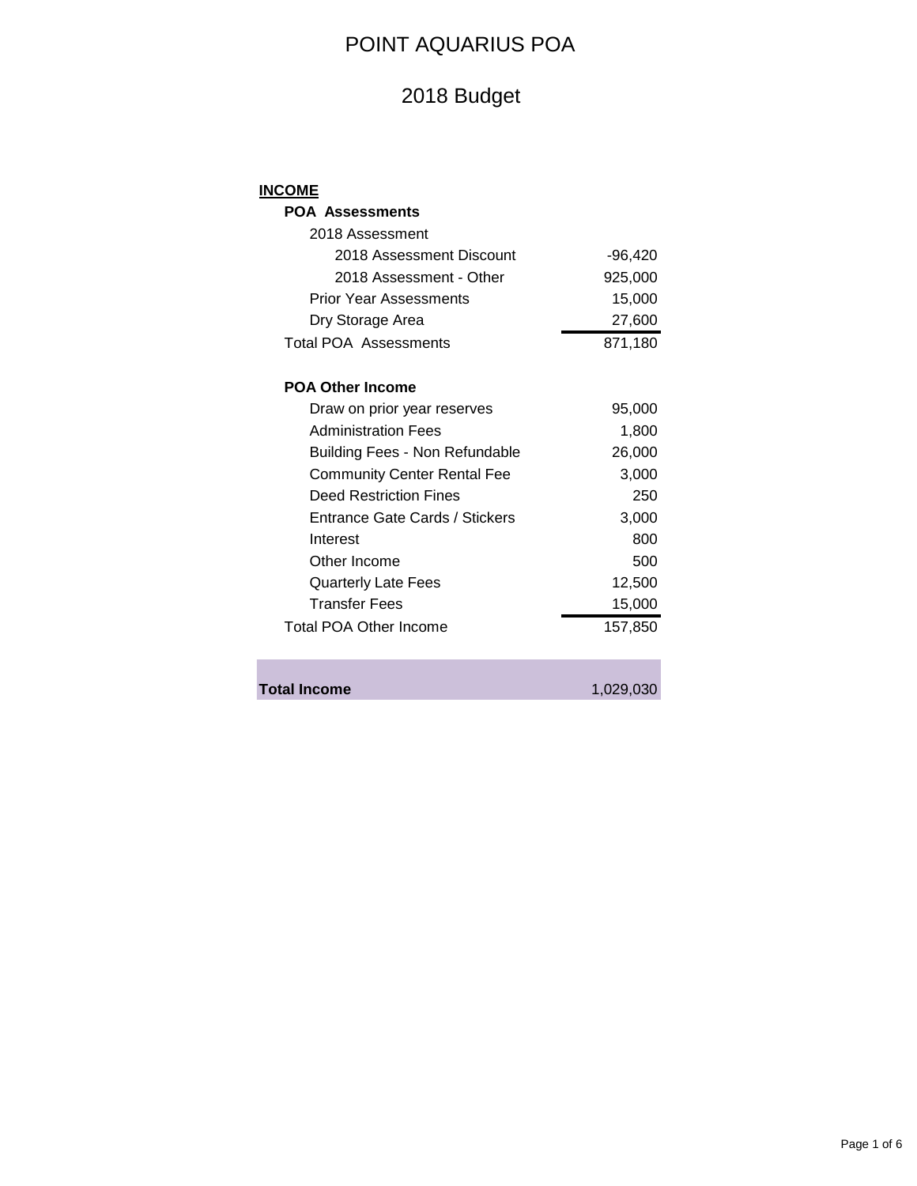# POINT AQUARIUS POA

## 2018 Budget

| INCOME | |
|---|---|
| **POA Assessments** | |
| 2018 Assessment | |
| 2018 Assessment Discount | -96,420 |
| 2018 Assessment - Other | 925,000 |
| Prior Year Assessments | 15,000 |
| Dry Storage Area | 27,600 |
| Total POA Assessments | 871,180 |
| | |
| **POA Other Income** | |
| Draw on prior year reserves | 95,000 |
| Administration Fees | 1,800 |
| Building Fees - Non Refundable | 26,000 |
| Community Center Rental Fee | 3,000 |
| Deed Restriction Fines | 250 |
| Entrance Gate Cards / Stickers | 3,000 |
| Interest | 800 |
| Other Income | 500 |
| Quarterly Late Fees | 12,500 |
| Transfer Fees | 15,000 |
| Total POA Other Income | 157,850 |
| | |
| **Total Income** | 1,029,030 |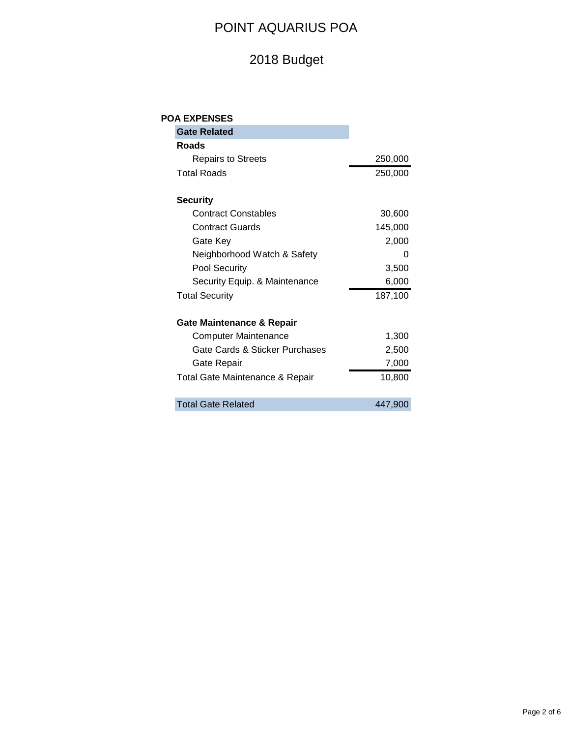# POINT AQUARIUS POA

## 2018 Budget

**POA EXPENSES**

| **Gate Related** | |
|---|---|
| **Roads** | |
| Repairs to Streets | 250,000 |
| Total Roads | 250,000 |
| | |
| **Security** | |
| Contract Constables | 30,600 |
| Contract Guards | 145,000 |
| Gate Key | 2,000 |
| Neighborhood Watch & Safety | 0 |
| Pool Security | 3,500 |
| Security Equip. & Maintenance | 6,000 |
| Total Security | 187,100 |
| | |
| **Gate Maintenance & Repair** | |
| Computer Maintenance | 1,300 |
| Gate Cards & Sticker Purchases | 2,500 |
| Gate Repair | 7,000 |
| Total Gate Maintenance & Repair | 10,800 |
| | |
| Total Gate Related | 447,900 |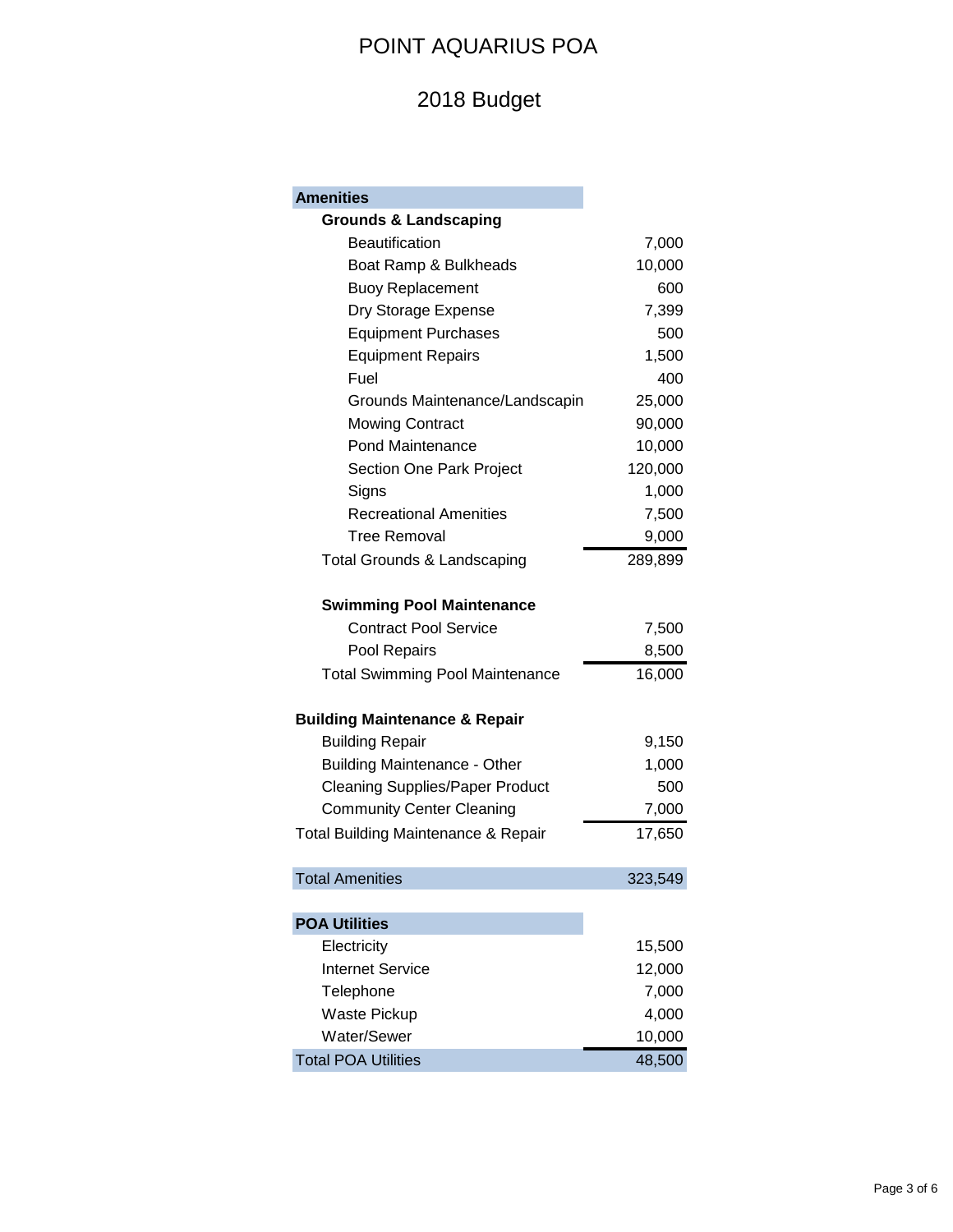# POINT AQUARIUS POA

## 2018 Budget

| Item | Amount |
|---|---|
| **Amenities** | |
| **Grounds & Landscaping** | |
| Beautification | 7,000 |
| Boat Ramp & Bulkheads | 10,000 |
| Buoy Replacement | 600 |
| Dry Storage Expense | 7,399 |
| Equipment Purchases | 500 |
| Equipment Repairs | 1,500 |
| Fuel | 400 |
| Grounds Maintenance/Landscapin | 25,000 |
| Mowing Contract | 90,000 |
| Pond Maintenance | 10,000 |
| Section One Park Project | 120,000 |
| Signs | 1,000 |
| Recreational Amenities | 7,500 |
| Tree Removal | 9,000 |
| Total Grounds & Landscaping | 289,899 |
| | |
| **Swimming Pool Maintenance** | |
| Contract Pool Service | 7,500 |
| Pool Repairs | 8,500 |
| Total Swimming Pool Maintenance | 16,000 |
| | |
| **Building Maintenance & Repair** | |
| Building Repair | 9,150 |
| Building Maintenance - Other | 1,000 |
| Cleaning Supplies/Paper Product | 500 |
| Community Center Cleaning | 7,000 |
| Total Building Maintenance & Repair | 17,650 |
| | |
| Total Amenities | 323,549 |
| | |
| **POA Utilities** | |
| Electricity | 15,500 |
| Internet Service | 12,000 |
| Telephone | 7,000 |
| Waste Pickup | 4,000 |
| Water/Sewer | 10,000 |
| Total POA Utilities | 48,500 |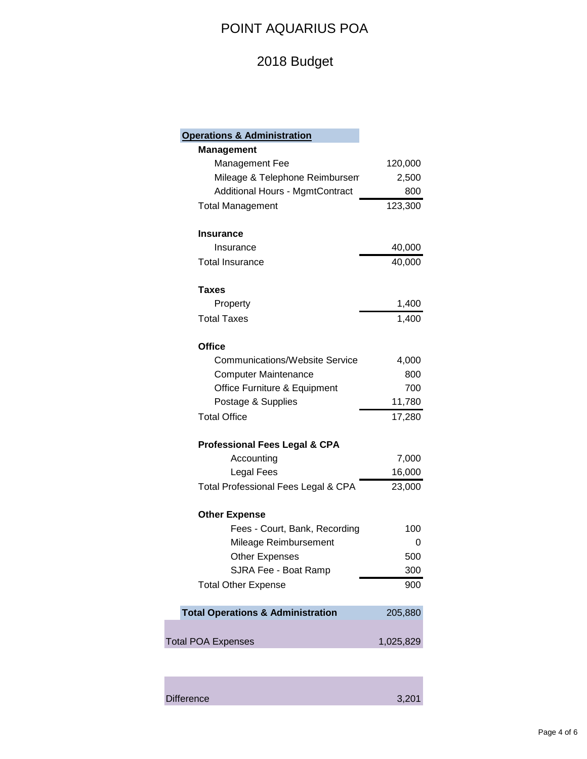# POINT AQUARIUS POA

## 2018 Budget

| Operations & Administration | |
|---|---|
| **Management** | |
| Management Fee | 120,000 |
| Mileage & Telephone Reimbursem | 2,500 |
| Additional Hours - MgmtContract | 800 |
| Total Management | 123,300 |
| | |
| **Insurance** | |
| Insurance | 40,000 |
| Total Insurance | 40,000 |
| | |
| **Taxes** | |
| Property | 1,400 |
| Total Taxes | 1,400 |
| | |
| **Office** | |
| Communications/Website Service | 4,000 |
| Computer Maintenance | 800 |
| Office Furniture & Equipment | 700 |
| Postage & Supplies | 11,780 |
| Total Office | 17,280 |
| | |
| **Professional Fees Legal & CPA** | |
| Accounting | 7,000 |
| Legal Fees | 16,000 |
| Total Professional Fees Legal & CPA | 23,000 |
| | |
| **Other Expense** | |
| Fees - Court, Bank, Recording | 100 |
| Mileage Reimbursement | 0 |
| Other Expenses | 500 |
| SJRA Fee - Boat Ramp | 300 |
| Total Other Expense | 900 |
| | |
| **Total Operations & Administration** | 205,880 |
| | |
| Total POA Expenses | 1,025,829 |
| | |
| Difference | 3,201 |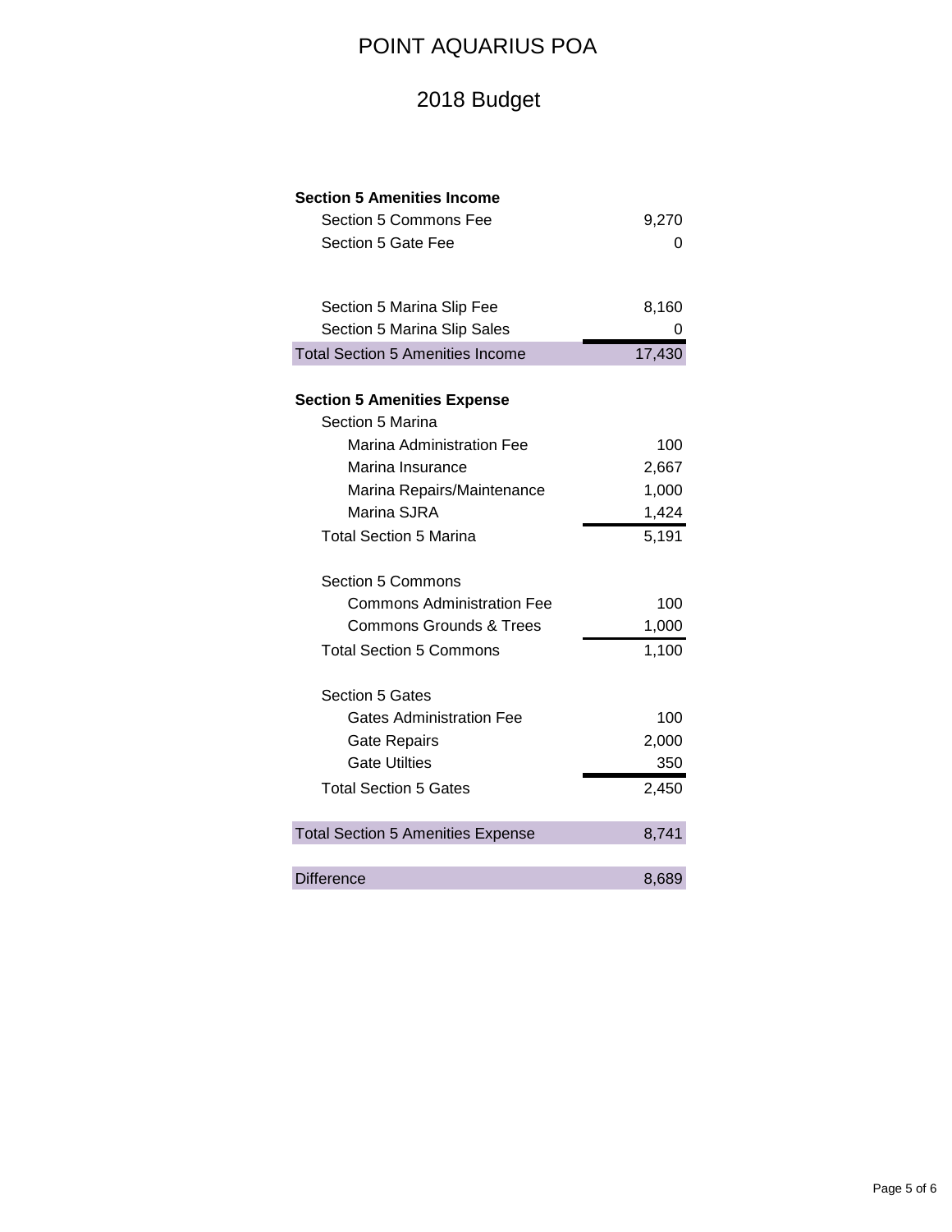# POINT AQUARIUS POA

## 2018 Budget

| | |
|---|---|
| **Section 5 Amenities Income** | |
| Section 5 Commons Fee | 9,270 |
| Section 5 Gate Fee | 0 |
| | |
| Section 5 Marina Slip Fee | 8,160 |
| Section 5 Marina Slip Sales | 0 |
| Total Section 5 Amenities Income | 17,430 |
| | |
| **Section 5 Amenities Expense** | |
| Section 5 Marina | |
| Marina Administration Fee | 100 |
| Marina Insurance | 2,667 |
| Marina Repairs/Maintenance | 1,000 |
| Marina SJRA | 1,424 |
| Total Section 5 Marina | 5,191 |
| | |
| Section 5 Commons | |
| Commons Administration Fee | 100 |
| Commons Grounds & Trees | 1,000 |
| Total Section 5 Commons | 1,100 |
| | |
| Section 5 Gates | |
| Gates Administration Fee | 100 |
| Gate Repairs | 2,000 |
| Gate Utilties | 350 |
| Total Section 5 Gates | 2,450 |
| | |
| Total Section 5 Amenities Expense | 8,741 |
| | |
| Difference | 8,689 |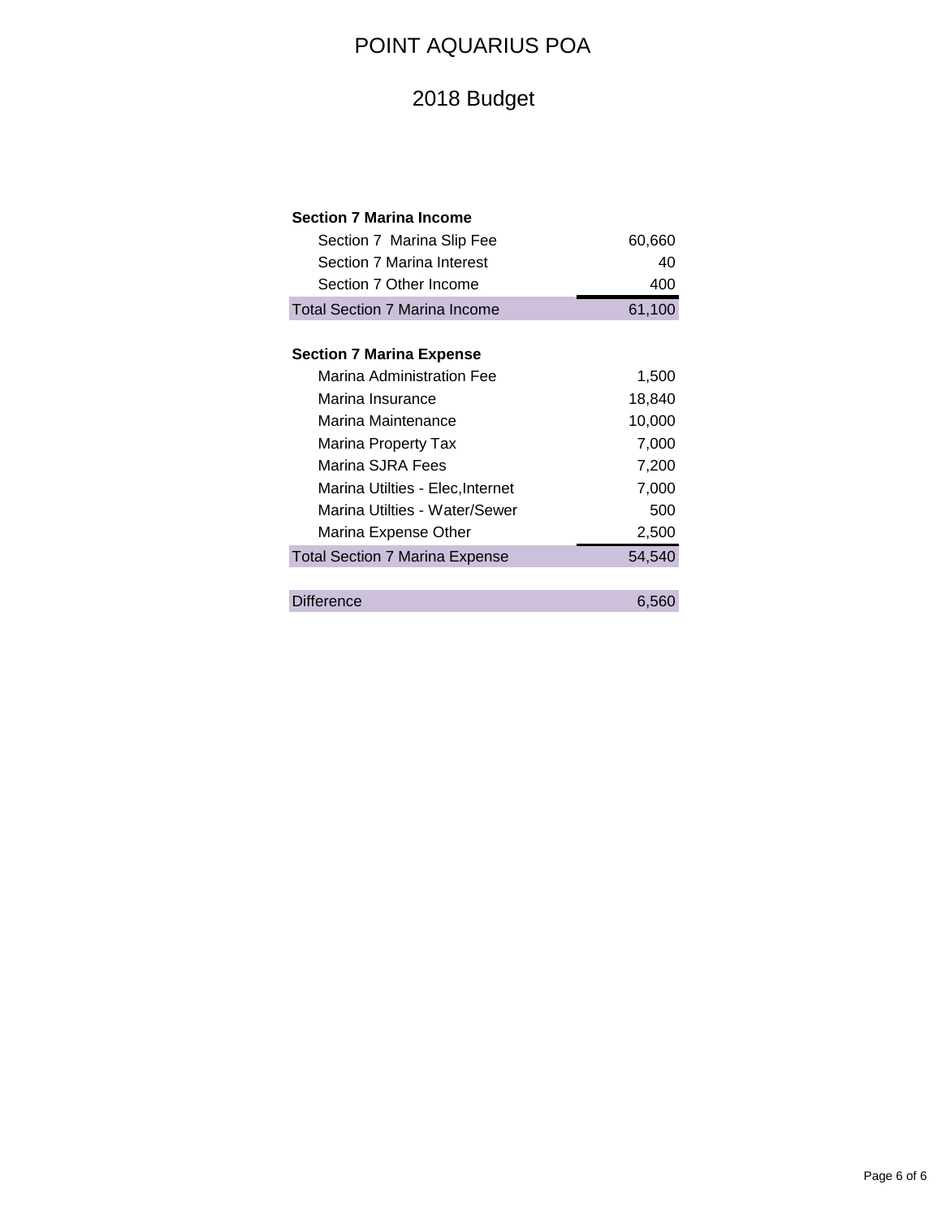# POINT AQUARIUS POA

## 2018 Budget

| | |
|---|---|
| **Section 7 Marina Income** | |
| Section 7 Marina Slip Fee | 60,660 |
| Section 7 Marina Interest | 40 |
| Section 7 Other Income | 400 |
| Total Section 7 Marina Income | 61,100 |
| | |
| **Section 7 Marina Expense** | |
| Marina Administration Fee | 1,500 |
| Marina Insurance | 18,840 |
| Marina Maintenance | 10,000 |
| Marina Property Tax | 7,000 |
| Marina SJRA Fees | 7,200 |
| Marina Utilties - Elec,Internet | 7,000 |
| Marina Utilties - Water/Sewer | 500 |
| Marina Expense Other | 2,500 |
| Total Section 7 Marina Expense | 54,540 |
| | |
| Difference | 6,560 |